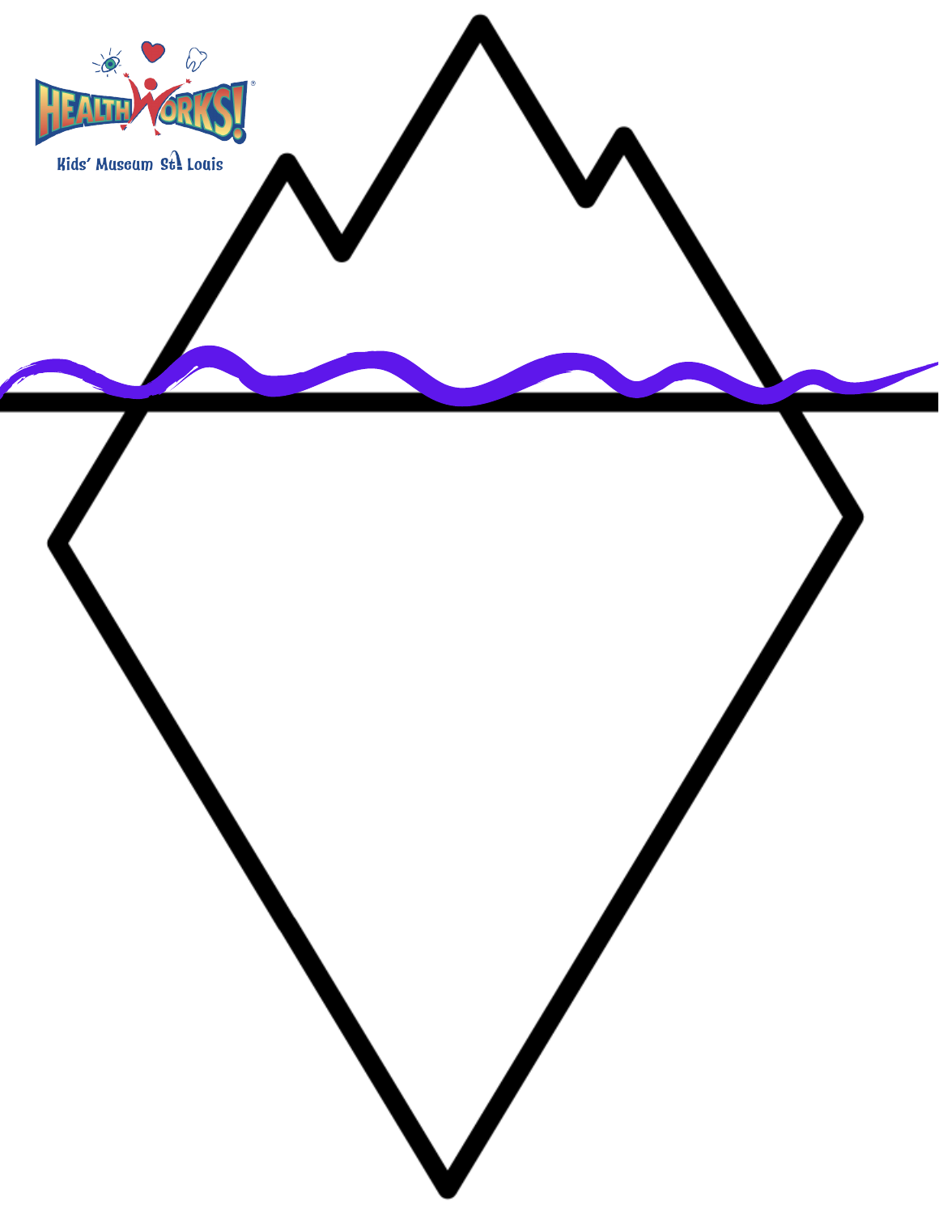HEALTHWORKS!

Kids' Museum St. Louis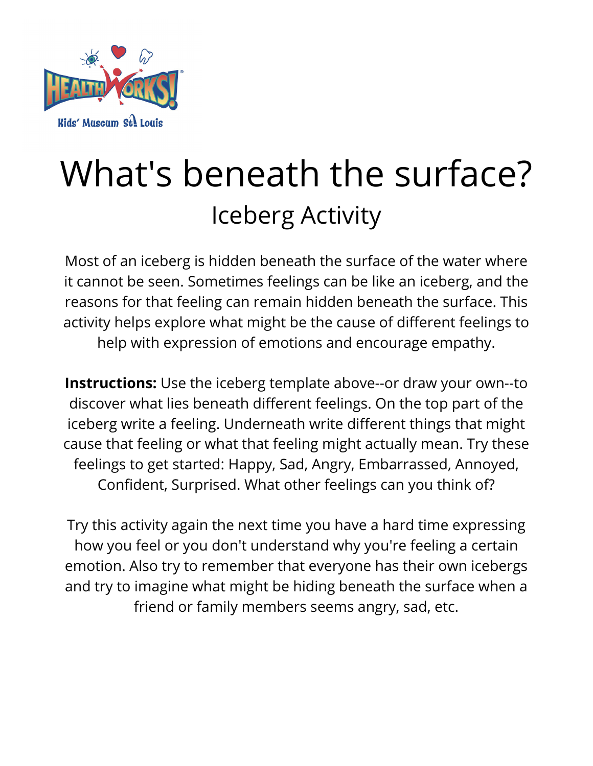HEALTHWORKS! Kids' Museum St. Louis

# What's beneath the surface?

## Iceberg Activity

Most of an iceberg is hidden beneath the surface of the water where it cannot be seen. Sometimes feelings can be like an iceberg, and the reasons for that feeling can remain hidden beneath the surface. This activity helps explore what might be the cause of different feelings to help with expression of emotions and encourage empathy.

**Instructions:** Use the iceberg template above--or draw your own--to discover what lies beneath different feelings. On the top part of the iceberg write a feeling. Underneath write different things that might cause that feeling or what that feeling might actually mean. Try these feelings to get started: Happy, Sad, Angry, Embarrassed, Annoyed, Confident, Surprised. What other feelings can you think of?

Try this activity again the next time you have a hard time expressing how you feel or you don't understand why you're feeling a certain emotion. Also try to remember that everyone has their own icebergs and try to imagine what might be hiding beneath the surface when a friend or family members seems angry, sad, etc.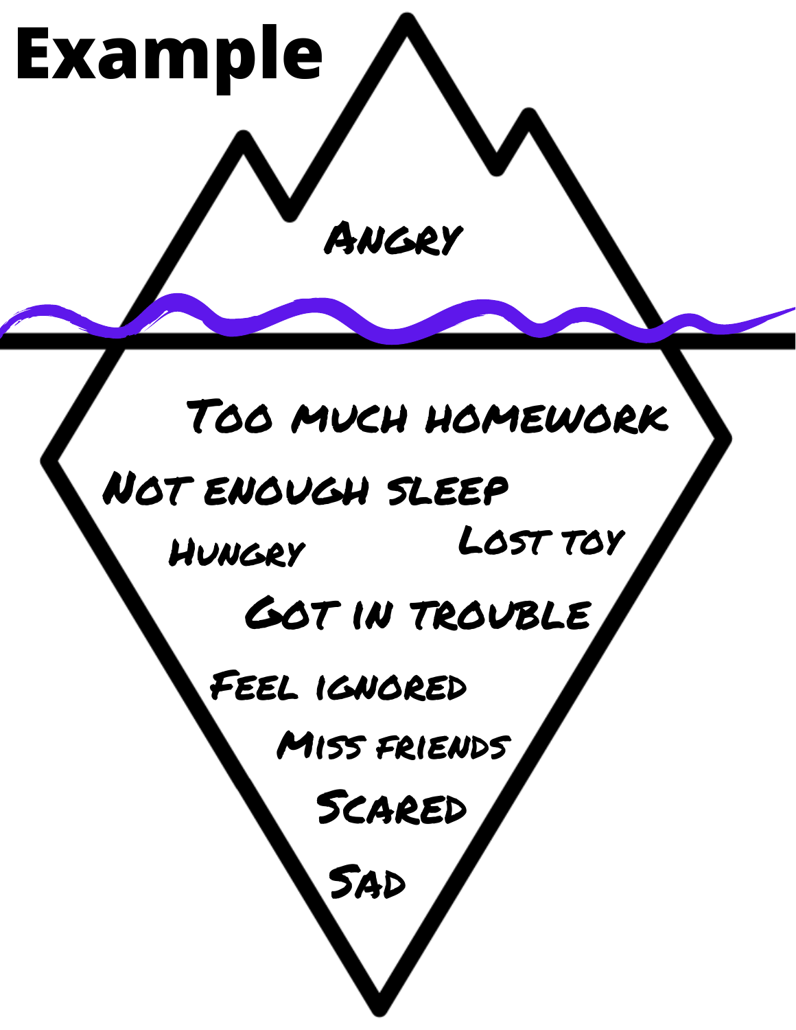# Example

ANGRY

TOO MUCH HOMEWORK

NOT ENOUGH SLEEP

HUNGRY

LOST TOY

GOT IN TROUBLE

FEEL IGNORED

MISS FRIENDS

SCARED

SAD